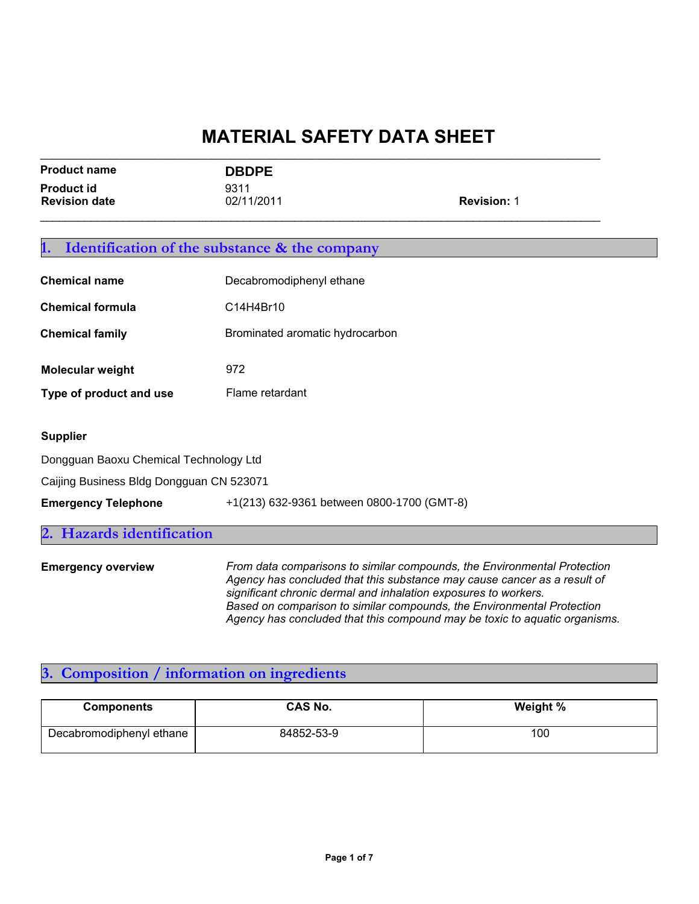# MATERIAL SAFETY DATA SHEET

| | | |
|---|---|---|
| **Product name** | **DBDPE** | |
| **Product id** | 9311 | |
| **Revision date** | 02/11/2011 | **Revision:** 1 |

## 1. Identification of the substance & the company

**Chemical name** Decabromodiphenyl ethane

**Chemical formula** $C_{14}H_4Br_{10}$

**Chemical family** Brominated aromatic hydrocarbon

**Molecular weight** 972

**Type of product and use** Flame retardant

**Supplier**

Dongguan Baoxu Chemical Technology Ltd

Caijing Business Bldg Dongguan CN 523071

**Emergency Telephone** +1(213) 632-9361 between 0800-1700 (GMT-8)

## 2. Hazards identification

**Emergency overview**

*From data comparisons to similar compounds, the Environmental Protection Agency has concluded that this substance may cause cancer as a result of significant chronic dermal and inhalation exposures to workers.*
*Based on comparison to similar compounds, the Environmental Protection Agency has concluded that this compound may be toxic to aquatic organisms.*

## 3. Composition / information on ingredients

| Components | CAS No. | Weight % |
|---|---|---|
| Decabromodiphenyl ethane | 84852-53-9 | 100 |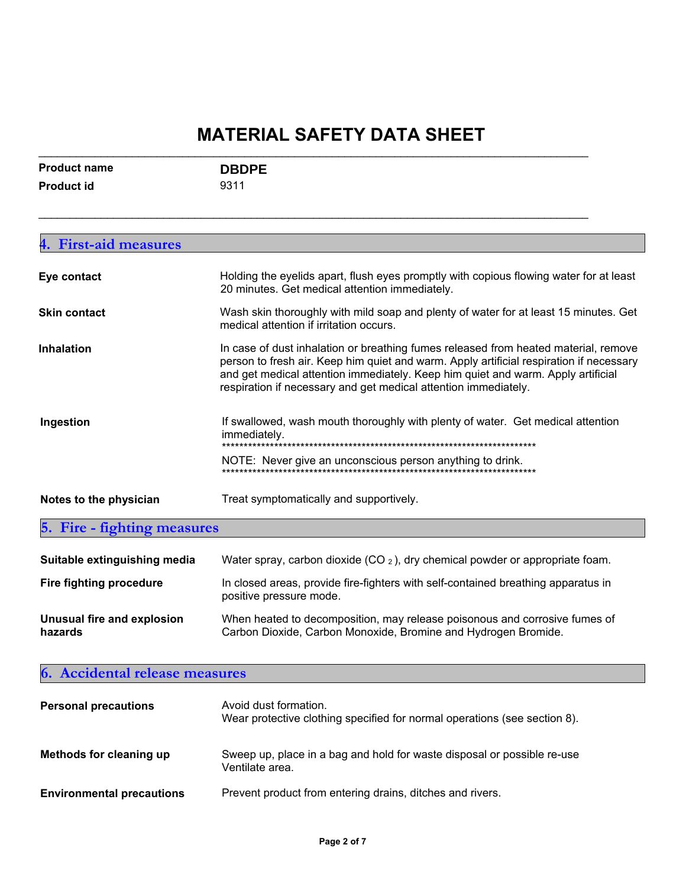# MATERIAL SAFETY DATA SHEET

| | |
|---|---|
| **Product name** | **DBDPE** |
| **Product id** | 9311 |

## 4. First-aid measures

**Eye contact**
Holding the eyelids apart, flush eyes promptly with copious flowing water for at least 20 minutes. Get medical attention immediately.

**Skin contact**
Wash skin thoroughly with mild soap and plenty of water for at least 15 minutes. Get medical attention if irritation occurs.

**Inhalation**
In case of dust inhalation or breathing fumes released from heated material, remove person to fresh air. Keep him quiet and warm. Apply artificial respiration if necessary and get medical attention immediately. Keep him quiet and warm. Apply artificial respiration if necessary and get medical attention immediately.

**Ingestion**
If swallowed, wash mouth thoroughly with plenty of water. Get medical attention immediately.
**************************************************************************
NOTE: Never give an unconscious person anything to drink.
**************************************************************************

**Notes to the physician**
Treat symptomatically and supportively.

## 5. Fire - fighting measures

**Suitable extinguishing media**
Water spray, carbon dioxide ($CO_2$), dry chemical powder or appropriate foam.

**Fire fighting procedure**
In closed areas, provide fire-fighters with self-contained breathing apparatus in positive pressure mode.

**Unusual fire and explosion hazards**
When heated to decomposition, may release poisonous and corrosive fumes of Carbon Dioxide, Carbon Monoxide, Bromine and Hydrogen Bromide.

## 6. Accidental release measures

**Personal precautions**
Avoid dust formation.
Wear protective clothing specified for normal operations (see section 8).

**Methods for cleaning up**
Sweep up, place in a bag and hold for waste disposal or possible re-use
Ventilate area.

**Environmental precautions**
Prevent product from entering drains, ditches and rivers.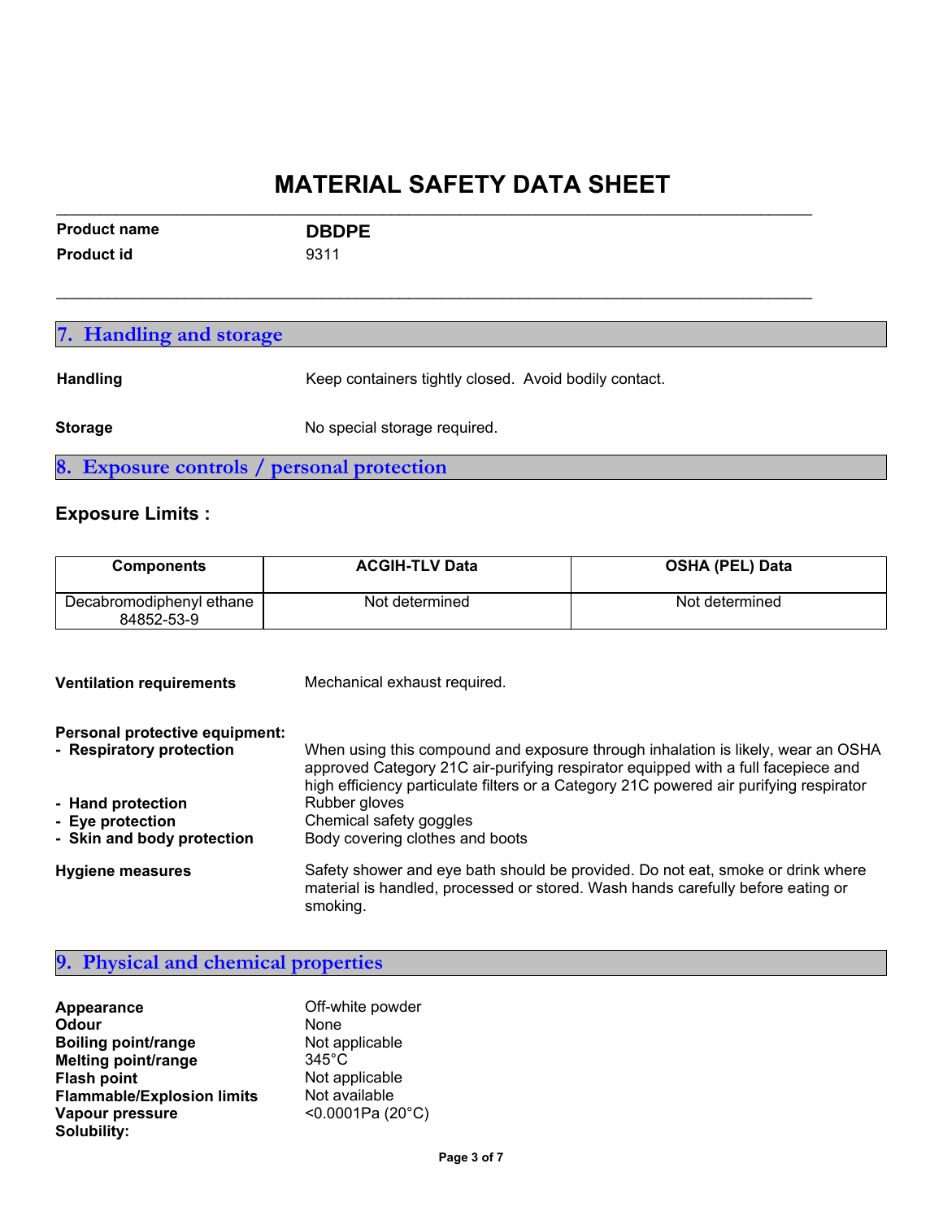# MATERIAL SAFETY DATA SHEET

**Product name** **DBDPE**
**Product id** 9311

## 7. Handling and storage

**Handling** Keep containers tightly closed. Avoid bodily contact.

**Storage** No special storage required.

## 8. Exposure controls / personal protection

### Exposure Limits :

| Components | ACGIH-TLV Data | OSHA (PEL) Data |
|---|---|---|
| Decabromodiphenyl ethane 84852-53-9 | Not determined | Not determined |

**Ventilation requirements** Mechanical exhaust required.

**Personal protective equipment:**

- **Respiratory protection** When using this compound and exposure through inhalation is likely, wear an OSHA approved Category 21C air-purifying respirator equipped with a full facepiece and high efficiency particulate filters or a Category 21C powered air purifying respirator
- **Hand protection** Rubber gloves
- **Eye protection** Chemical safety goggles
- **Skin and body protection** Body covering clothes and boots

**Hygiene measures** Safety shower and eye bath should be provided. Do not eat, smoke or drink where material is handled, processed or stored. Wash hands carefully before eating or smoking.

## 9. Physical and chemical properties

**Appearance** Off-white powder
**Odour** None
**Boiling point/range** Not applicable
**Melting point/range** 345°C
**Flash point** Not applicable
**Flammable/Explosion limits** Not available
**Vapour pressure** <0.0001Pa (20°C)
**Solubility:**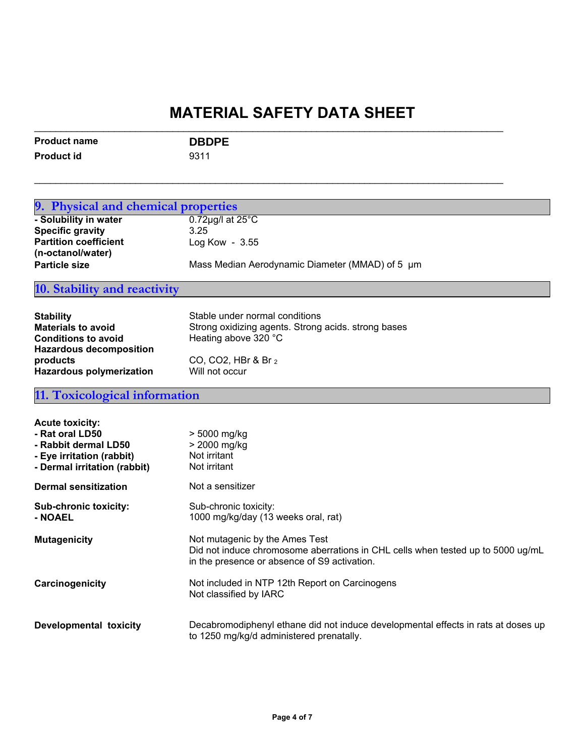# MATERIAL SAFETY DATA SHEET

| | |
|---|---|
| **Product name** | **DBDPE** |
| **Product id** | 9311 |

## 9. Physical and chemical properties

| | |
|---|---|
| **- Solubility in water** | 0.72µg/l at 25°C |
| **Specific gravity** | 3.25 |
| **Partition coefficient (n-octanol/water)** | Log Kow - 3.55 |
| **Particle size** | Mass Median Aerodynamic Diameter (MMAD) of 5 µm |

## 10. Stability and reactivity

| | |
|---|---|
| **Stability** | Stable under normal conditions |
| **Materials to avoid** | Strong oxidizing agents. Strong acids. strong bases |
| **Conditions to avoid** | Heating above 320 °C |
| **Hazardous decomposition products** | CO, CO2, HBr & $Br_2$ |
| **Hazardous polymerization** | Will not occur |

## 11. Toxicological information

**Acute toxicity:**

| | |
|---|---|
| **- Rat oral LD50** | > 5000 mg/kg |
| **- Rabbit dermal LD50** | > 2000 mg/kg |
| **- Eye irritation (rabbit)** | Not irritant |
| **- Dermal irritation (rabbit)** | Not irritant |

**Dermal sensitization** — Not a sensitizer

**Sub-chronic toxicity:**
**- NOAEL**

Sub-chronic toxicity:
1000 mg/kg/day (13 weeks oral, rat)

**Mutagenicity**

Not mutagenic by the Ames Test
Did not induce chromosome aberrations in CHL cells when tested up to 5000 ug/mL in the presence or absence of S9 activation.

**Carcinogenicity**

Not included in NTP 12th Report on Carcinogens
Not classified by IARC

**Developmental toxicity**

Decabromodiphenyl ethane did not induce developmental effects in rats at doses up to 1250 mg/kg/d administered prenatally.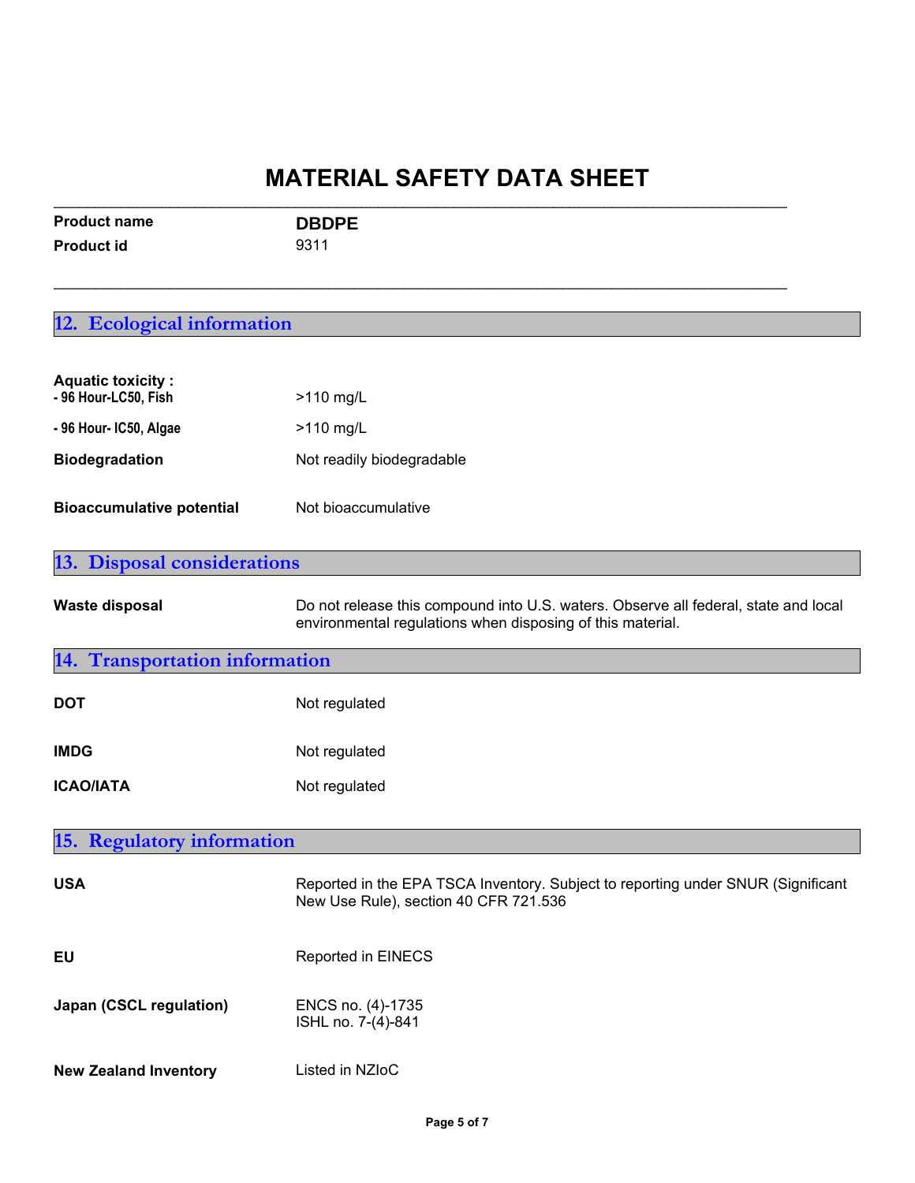# MATERIAL SAFETY DATA SHEET

| | |
|---|---|
| **Product name** | **DBDPE** |
| **Product id** | 9311 |

## 12. Ecological information

**Aquatic toxicity :**

| | |
|---|---|
| **- 96 Hour-LC50, Fish** | >110 mg/L |
| **- 96 Hour- IC50, Algae** | >110 mg/L |
| **Biodegradation** | Not readily biodegradable |
| **Bioaccumulative potential** | Not bioaccumulative |

## 13. Disposal considerations

| | |
|---|---|
| **Waste disposal** | Do not release this compound into U.S. waters. Observe all federal, state and local environmental regulations when disposing of this material. |

## 14. Transportation information

| | |
|---|---|
| **DOT** | Not regulated |
| **IMDG** | Not regulated |
| **ICAO/IATA** | Not regulated |

## 15. Regulatory information

| | |
|---|---|
| **USA** | Reported in the EPA TSCA Inventory. Subject to reporting under SNUR (Significant New Use Rule), section 40 CFR 721.536 |
| **EU** | Reported in EINECS |
| **Japan (CSCL regulation)** | ENCS no. (4)-1735<br>ISHL no. 7-(4)-841 |
| **New Zealand Inventory** | Listed in NZIoC |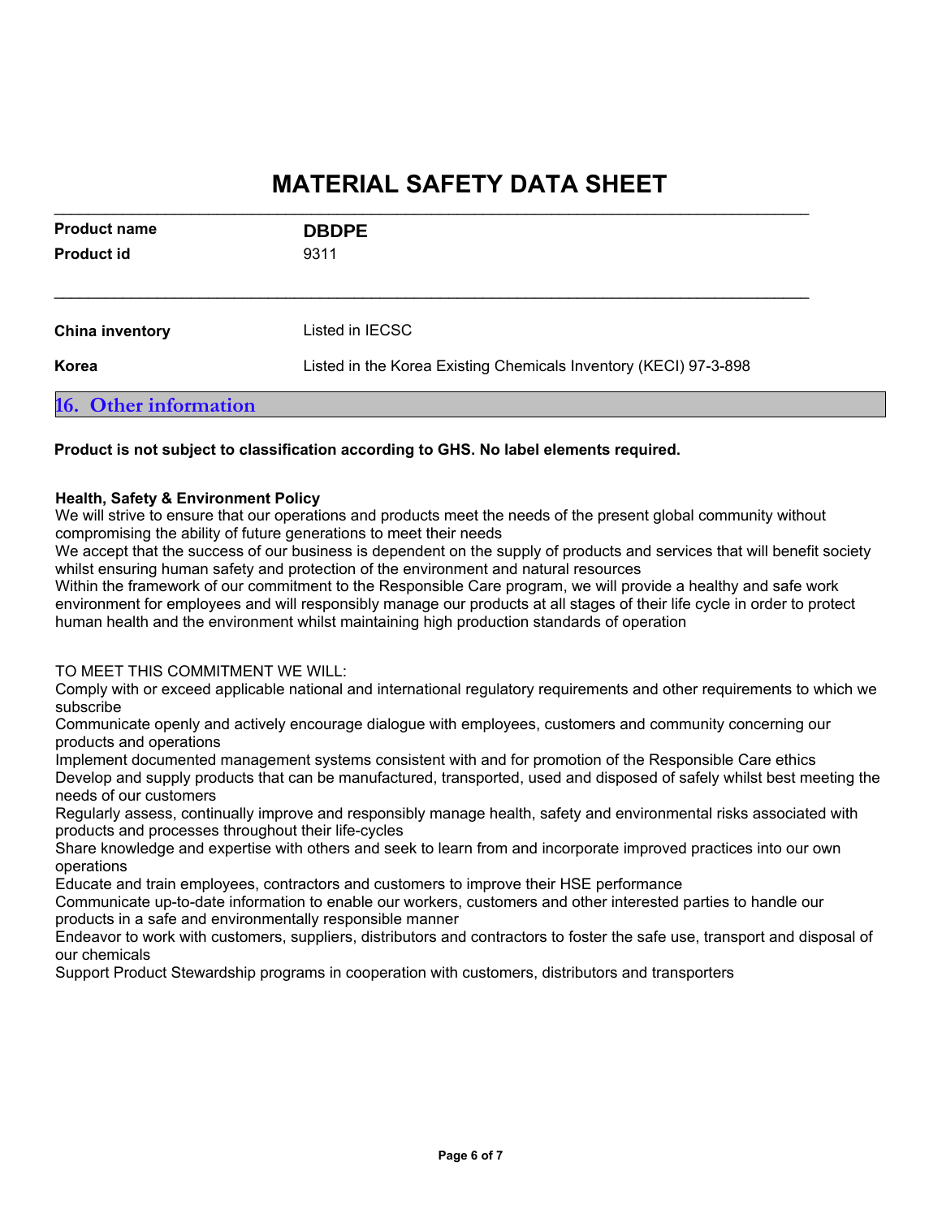# MATERIAL SAFETY DATA SHEET

| | |
|---|---|
| **Product name** | **DBDPE** |
| **Product id** | 9311 |

| | |
|---|---|
| **China inventory** | Listed in IECSC |
| **Korea** | Listed in the Korea Existing Chemicals Inventory (KECI) 97-3-898 |

## 16. Other information

**Product is not subject to classification according to GHS. No label elements required.**

**Health, Safety & Environment Policy**
We will strive to ensure that our operations and products meet the needs of the present global community without compromising the ability of future generations to meet their needs
We accept that the success of our business is dependent on the supply of products and services that will benefit society whilst ensuring human safety and protection of the environment and natural resources
Within the framework of our commitment to the Responsible Care program, we will provide a healthy and safe work environment for employees and will responsibly manage our products at all stages of their life cycle in order to protect human health and the environment whilst maintaining high production standards of operation

TO MEET THIS COMMITMENT WE WILL:
Comply with or exceed applicable national and international regulatory requirements and other requirements to which we subscribe
Communicate openly and actively encourage dialogue with employees, customers and community concerning our products and operations
Implement documented management systems consistent with and for promotion of the Responsible Care ethics
Develop and supply products that can be manufactured, transported, used and disposed of safely whilst best meeting the needs of our customers
Regularly assess, continually improve and responsibly manage health, safety and environmental risks associated with products and processes throughout their life-cycles
Share knowledge and expertise with others and seek to learn from and incorporate improved practices into our own operations
Educate and train employees, contractors and customers to improve their HSE performance
Communicate up-to-date information to enable our workers, customers and other interested parties to handle our products in a safe and environmentally responsible manner
Endeavor to work with customers, suppliers, distributors and contractors to foster the safe use, transport and disposal of our chemicals
Support Product Stewardship programs in cooperation with customers, distributors and transporters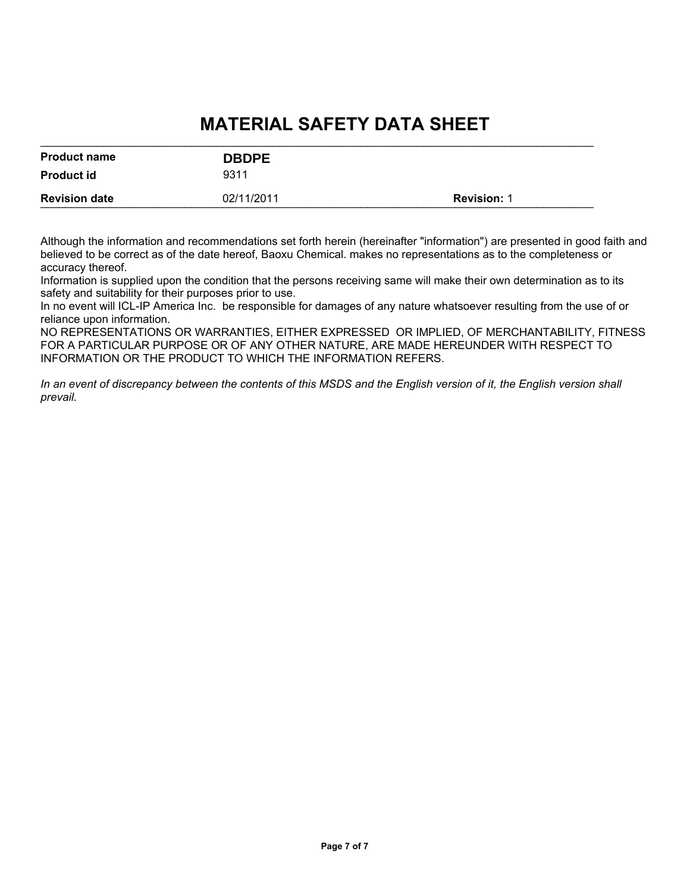# MATERIAL SAFETY DATA SHEET

| | | | |
|---|---|---|---|
| **Product name** | **DBDPE** | | |
| **Product id** | 9311 | | |
| **Revision date** | 02/11/2011 | **Revision:** | 1 |

Although the information and recommendations set forth herein (hereinafter "information") are presented in good faith and believed to be correct as of the date hereof, Baoxu Chemical. makes no representations as to the completeness or accuracy thereof.
Information is supplied upon the condition that the persons receiving same will make their own determination as to its safety and suitability for their purposes prior to use.
In no event will ICL-IP America Inc. be responsible for damages of any nature whatsoever resulting from the use of or reliance upon information.
NO REPRESENTATIONS OR WARRANTIES, EITHER EXPRESSED OR IMPLIED, OF MERCHANTABILITY, FITNESS FOR A PARTICULAR PURPOSE OR OF ANY OTHER NATURE, ARE MADE HEREUNDER WITH RESPECT TO INFORMATION OR THE PRODUCT TO WHICH THE INFORMATION REFERS.

*In an event of discrepancy between the contents of this MSDS and the English version of it, the English version shall prevail.*